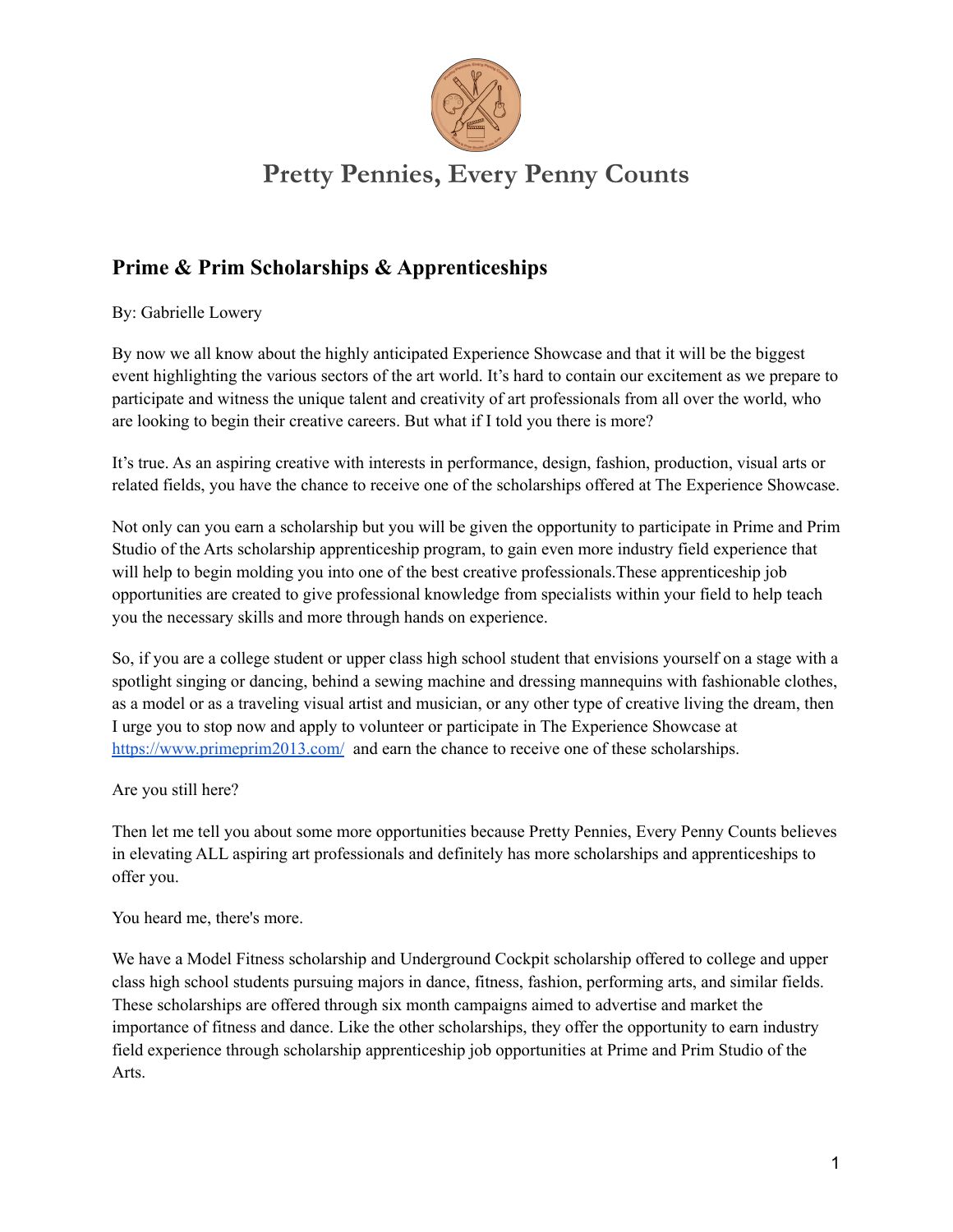# Pretty Pennies, Every Penny Counts

## Prime & Prim Scholarships & Apprenticeships

By: Gabrielle Lowery

By now we all know about the highly anticipated Experience Showcase and that it will be the biggest event highlighting the various sectors of the art world. It's hard to contain our excitement as we prepare to participate and witness the unique talent and creativity of art professionals from all over the world, who are looking to begin their creative careers. But what if I told you there is more?

It's true. As an aspiring creative with interests in performance, design, fashion, production, visual arts or related fields, you have the chance to receive one of the scholarships offered at The Experience Showcase.

Not only can you earn a scholarship but you will be given the opportunity to participate in Prime and Prim Studio of the Arts scholarship apprenticeship program, to gain even more industry field experience that will help to begin molding you into one of the best creative professionals.These apprenticeship job opportunities are created to give professional knowledge from specialists within your field to help teach you the necessary skills and more through hands on experience.

So, if you are a college student or upper class high school student that envisions yourself on a stage with a spotlight singing or dancing, behind a sewing machine and dressing mannequins with fashionable clothes, as a model or as a traveling visual artist and musician, or any other type of creative living the dream, then I urge you to stop now and apply to volunteer or participate in The Experience Showcase at [https://www.primeprim2013.com/](https://www.primeprim2013.com/) and earn the chance to receive one of these scholarships.

Are you still here?

Then let me tell you about some more opportunities because Pretty Pennies, Every Penny Counts believes in elevating ALL aspiring art professionals and definitely has more scholarships and apprenticeships to offer you.

You heard me, there's more.

We have a Model Fitness scholarship and Underground Cockpit scholarship offered to college and upper class high school students pursuing majors in dance, fitness, fashion, performing arts, and similar fields. These scholarships are offered through six month campaigns aimed to advertise and market the importance of fitness and dance. Like the other scholarships, they offer the opportunity to earn industry field experience through scholarship apprenticeship job opportunities at Prime and Prim Studio of the Arts.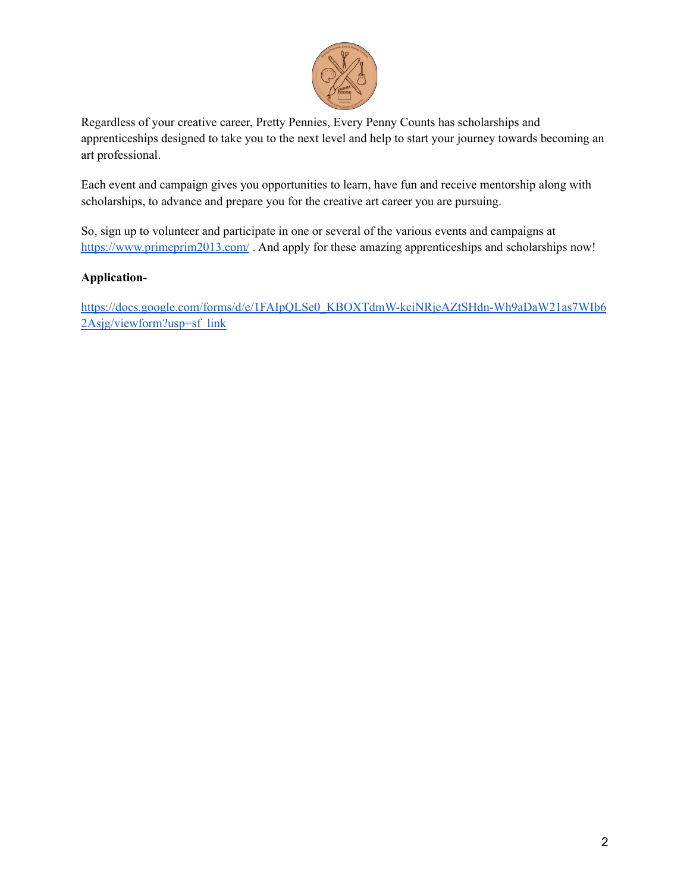Regardless of your creative career, Pretty Pennies, Every Penny Counts has scholarships and apprenticeships designed to take you to the next level and help to start your journey towards becoming an art professional.

Each event and campaign gives you opportunities to learn, have fun and receive mentorship along with scholarships, to advance and prepare you for the creative art career you are pursuing.

So, sign up to volunteer and participate in one or several of the various events and campaigns at https://www.primeprim2013.com/ . And apply for these amazing apprenticeships and scholarships now!

**Application-**

https://docs.google.com/forms/d/e/1FAIpQLSe0_KBOXTdmW-kciNRjeAZtSHdn-Wh9aDaW21as7WIb62Asjg/viewform?usp=sf_link